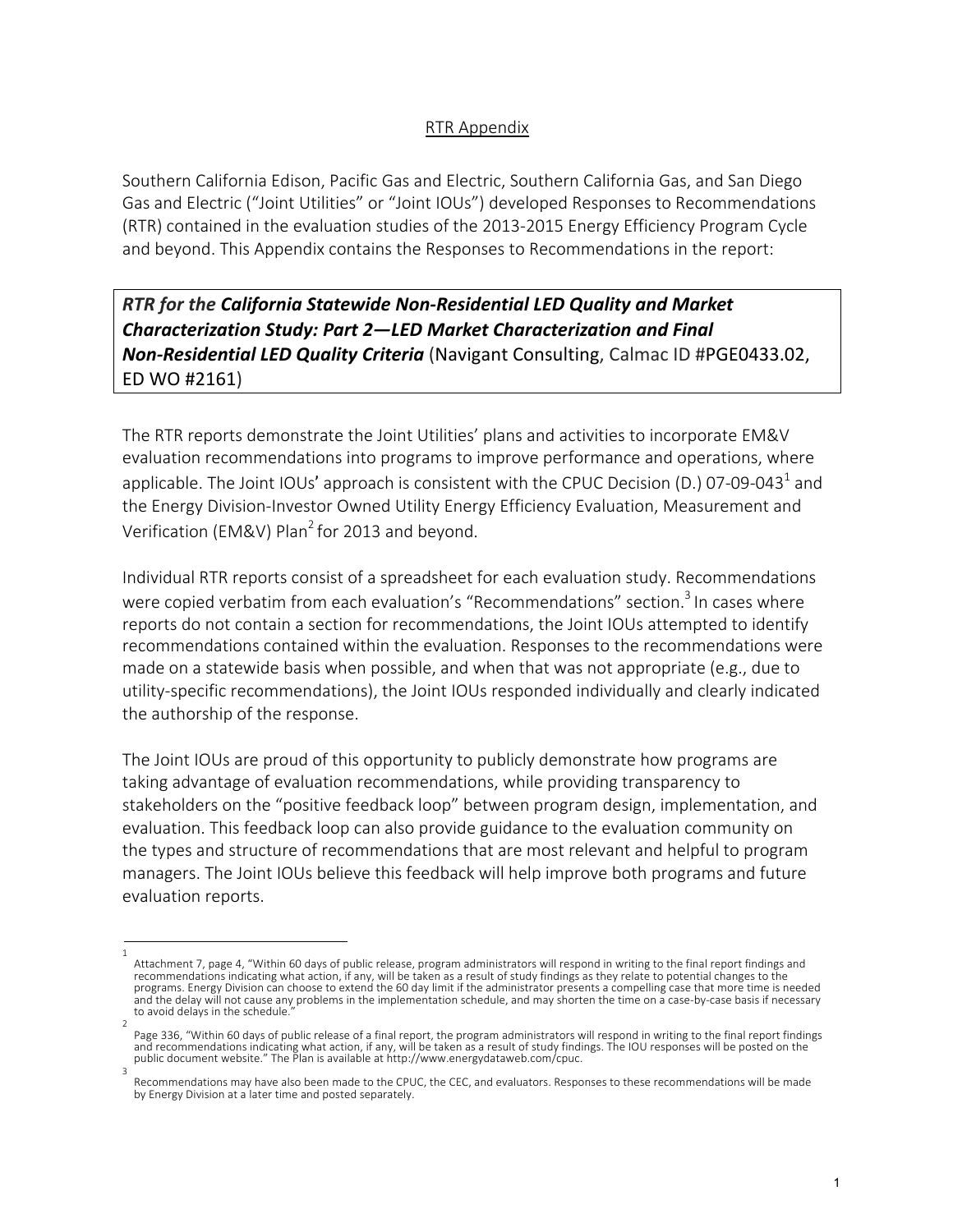## RTR Appendix

Southern California Edison, Pacific Gas and Electric, Southern California Gas, and San Diego Gas and Electric ("Joint Utilities" or "Joint IOUs") developed Responses to Recommendations (RTR) contained in the evaluation studies of the 2013-2015 Energy Efficiency Program Cycle and beyond. This Appendix contains the Responses to Recommendations in the report:

> ***RTR for the California Statewide Non-Residential LED Quality and Market Characterization Study: Part 2—LED Market Characterization and Final Non-Residential LED Quality Criteria*** (Navigant Consulting, Calmac ID #PGE0433.02, ED WO #2161)

The RTR reports demonstrate the Joint Utilities' plans and activities to incorporate EM&V evaluation recommendations into programs to improve performance and operations, where applicable. The Joint IOUs' approach is consistent with the CPUC Decision (D.) 07-09-043[1] and the Energy Division-Investor Owned Utility Energy Efficiency Evaluation, Measurement and Verification (EM&V) Plan[2] for 2013 and beyond.

Individual RTR reports consist of a spreadsheet for each evaluation study. Recommendations were copied verbatim from each evaluation's "Recommendations" section.[3] In cases where reports do not contain a section for recommendations, the Joint IOUs attempted to identify recommendations contained within the evaluation. Responses to the recommendations were made on a statewide basis when possible, and when that was not appropriate (e.g., due to utility-specific recommendations), the Joint IOUs responded individually and clearly indicated the authorship of the response.

The Joint IOUs are proud of this opportunity to publicly demonstrate how programs are taking advantage of evaluation recommendations, while providing transparency to stakeholders on the "positive feedback loop" between program design, implementation, and evaluation. This feedback loop can also provide guidance to the evaluation community on the types and structure of recommendations that are most relevant and helpful to program managers. The Joint IOUs believe this feedback will help improve both programs and future evaluation reports.

---

[1] Attachment 7, page 4, "Within 60 days of public release, program administrators will respond in writing to the final report findings and recommendations indicating what action, if any, will be taken as a result of study findings as they relate to potential changes to the programs. Energy Division can choose to extend the 60 day limit if the administrator presents a compelling case that more time is needed and the delay will not cause any problems in the implementation schedule, and may shorten the time on a case-by-case basis if necessary to avoid delays in the schedule."

[2] Page 336, "Within 60 days of public release of a final report, the program administrators will respond in writing to the final report findings and recommendations indicating what action, if any, will be taken as a result of study findings. The IOU responses will be posted on the public document website." The Plan is available at http://www.energydataweb.com/cpuc.

[3] Recommendations may have also been made to the CPUC, the CEC, and evaluators. Responses to these recommendations will be made by Energy Division at a later time and posted separately.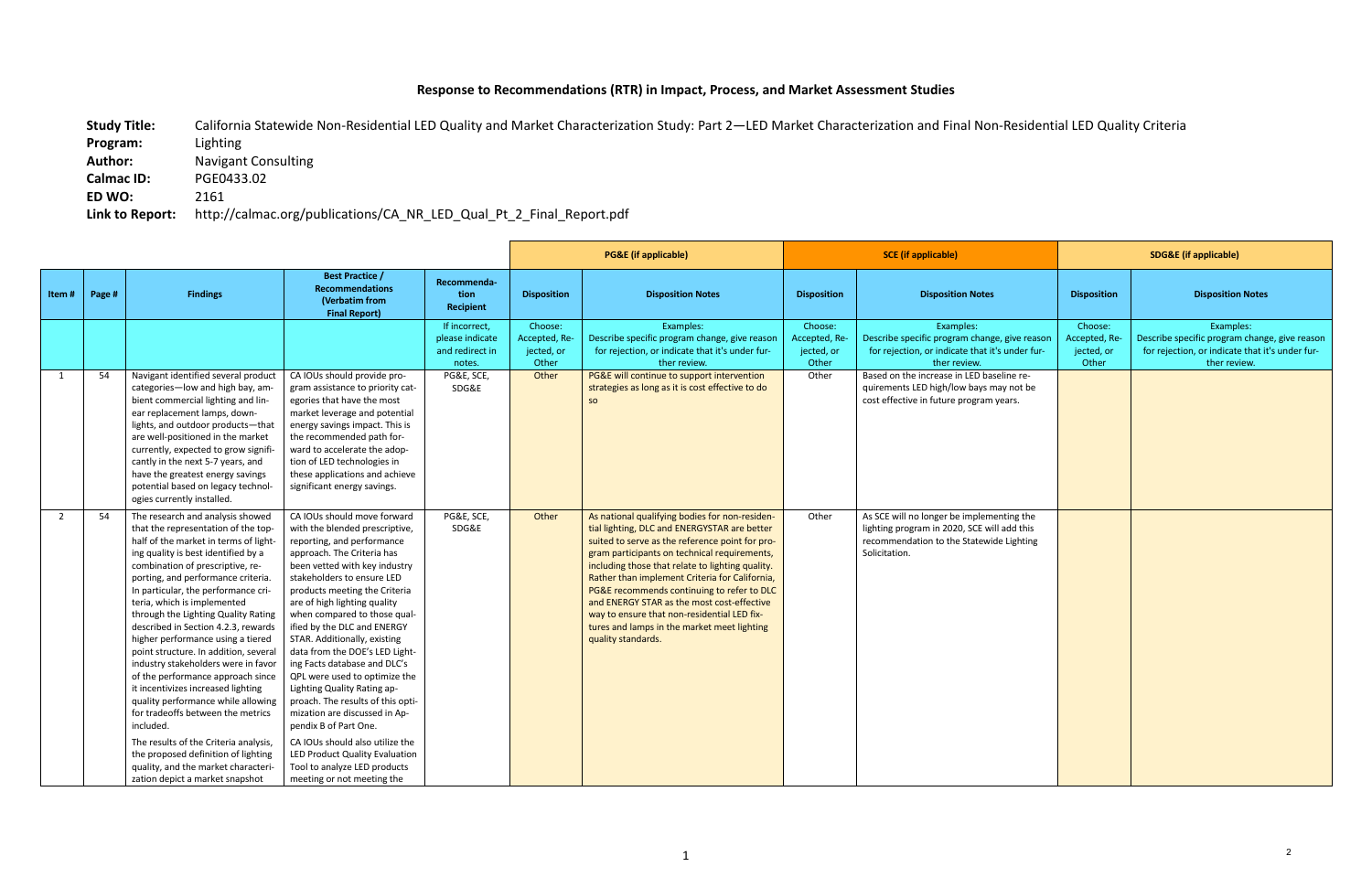## Response to Recommendations (RTR) in Impact, Process, and Market Assessment Studies

**Study Title:** California Statewide Non-Residential LED Quality and Market Characterization Study: Part 2—LED Market Characterization and Final Non-Residential LED Quality Criteria
**Program:** Lighting
**Author:** Navigant Consulting
**Calmac ID:** PGE0433.02
**ED WO:** 2161
**Link to Report:** http://calmac.org/publications/CA_NR_LED_Qual_Pt_2_Final_Report.pdf

| | | | | | PG&E (if applicable) | | SCE (if applicable) | | SDG&E (if applicable) | |
|---|---|---|---|---|---|---|---|---|---|---|
| **Item #** | **Page #** | **Findings** | **Best Practice / Recommendations (Verbatim from Final Report)** | **Recommendation Recipient** | **Disposition** | **Disposition Notes** | **Disposition** | **Disposition Notes** | **Disposition** | **Disposition Notes** |
| | | | | If incorrect, please indicate and redirect in notes. | Choose: Accepted, Rejected, or Other | Examples: Describe specific program change, give reason for rejection, or indicate that it's under further review. | Choose: Accepted, Rejected, or Other | Examples: Describe specific program change, give reason for rejection, or indicate that it's under further review. | Choose: Accepted, Rejected, or Other | Examples: Describe specific program change, give reason for rejection, or indicate that it's under further review. |
| 1 | 54 | Navigant identified several product categories—low and high bay, ambient commercial lighting and linear replacement lamps, downlights, and outdoor products—that are well-positioned in the market currently, expected to grow significantly in the next 5-7 years, and have the greatest energy savings potential based on legacy technologies currently installed. | CA IOUs should provide program assistance to priority categories that have the most market leverage and potential energy savings impact. This is the recommended path forward to accelerate the adoption of LED technologies in these applications and achieve significant energy savings. | PG&E, SCE, SDG&E | Other | PG&E will continue to support intervention strategies as long as it is cost effective to do so | Other | Based on the increase in LED baseline requirements LED high/low bays may not be cost effective in future program years. | | |
| 2 | 54 | The research and analysis showed that the representation of the top-half of the market in terms of lighting quality is best identified by a combination of prescriptive, reporting, and performance criteria. In particular, the performance criteria, which is implemented through the Lighting Quality Rating described in Section 4.2.3, rewards higher performance using a tiered point structure. In addition, several industry stakeholders were in favor of the performance approach since it incentivizes increased lighting quality performance while allowing for tradeoffs between the metrics included.<br><br>The results of the Criteria analysis, the proposed definition of lighting quality, and the market characterization depict a market snapshot | CA IOUs should move forward with the blended prescriptive, reporting, and performance approach. The Criteria has been vetted with key industry stakeholders to ensure LED products meeting the Criteria are of high lighting quality when compared to those qualified by the DLC and ENERGY STAR. Additionally, existing data from the DOE's LED Lighting Facts database and DLC's QPL were used to optimize the Lighting Quality Rating approach. The results of this optimization are discussed in Appendix B of Part One.<br><br>CA IOUs should also utilize the LED Product Quality Evaluation Tool to analyze LED products meeting or not meeting the | PG&E, SCE, SDG&E | Other | As national qualifying bodies for non-residential lighting, DLC and ENERGYSTAR are better suited to serve as the reference point for program participants on technical requirements, including those that relate to lighting quality. Rather than implement Criteria for California, PG&E recommends continuing to refer to DLC and ENERGY STAR as the most cost-effective way to ensure that non-residential LED fixtures and lamps in the market meet lighting quality standards. | Other | As SCE will no longer be implementing the lighting program in 2020, SCE will add this recommendation to the Statewide Lighting Solicitation. | | |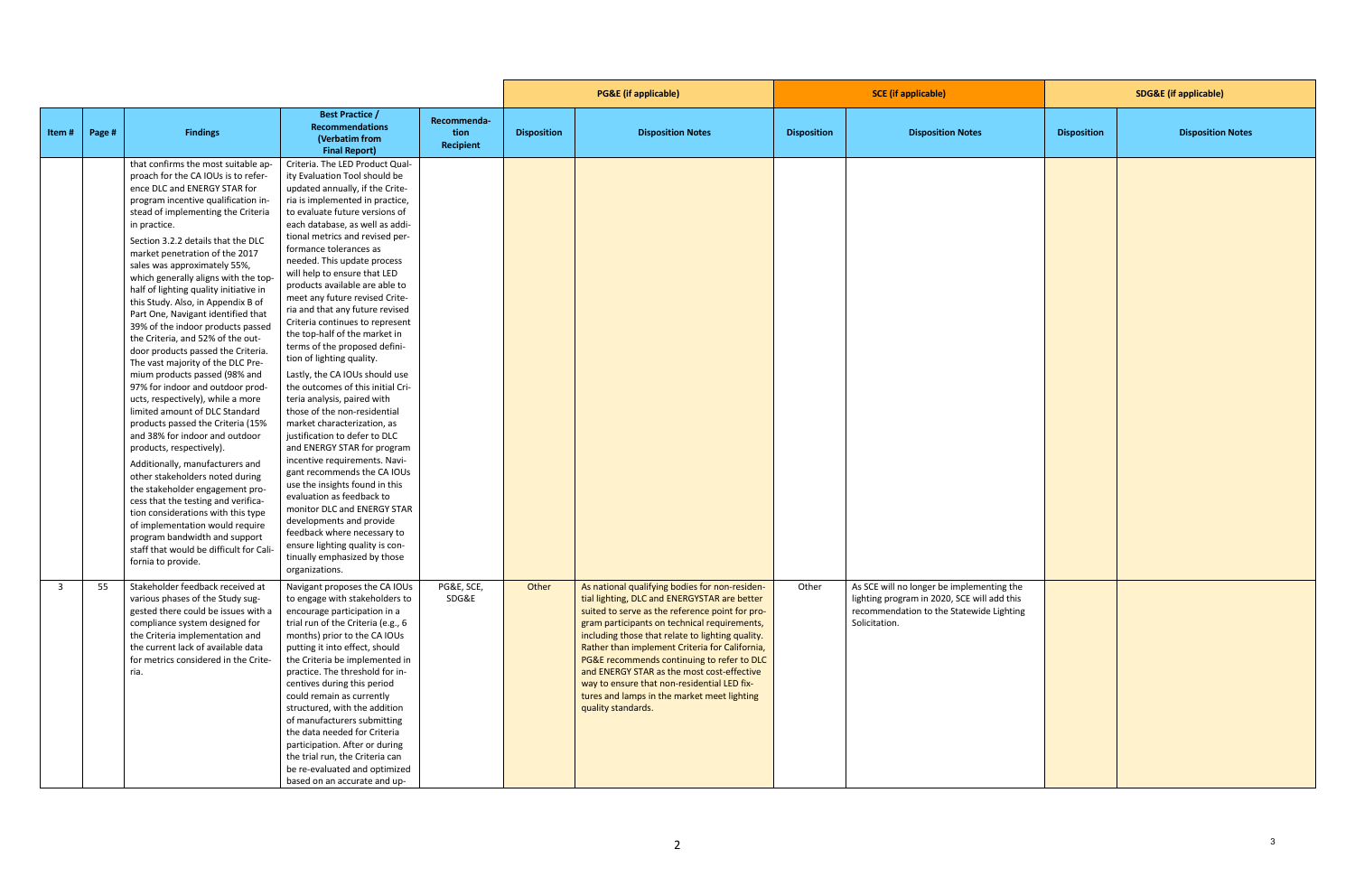| | | | | | PG&E (if applicable) | | SCE (if applicable) | | SDG&E (if applicable) | |
|---|---|---|---|---|---|---|---|---|---|---|
| Item # | Page # | Findings | Best Practice / Recommendations (Verbatim from Final Report) | Recommendation Recipient | Disposition | Disposition Notes | Disposition | Disposition Notes | Disposition | Disposition Notes |
| | | that confirms the most suitable approach for the CA IOUs is to reference DLC and ENERGY STAR for program incentive qualification instead of implementing the Criteria in practice.<br><br>Section 3.2.2 details that the DLC market penetration of the 2017 sales was approximately 55%, which generally aligns with the top-half of lighting quality initiative in this Study. Also, in Appendix B of Part One, Navigant identified that 39% of the indoor products passed the Criteria, and 52% of the outdoor products passed the Criteria. The vast majority of the DLC Premium products passed (98% and 97% for indoor and outdoor products, respectively), while a more limited amount of DLC Standard products passed the Criteria (15% and 38% for indoor and outdoor products, respectively).<br><br>Additionally, manufacturers and other stakeholders noted during the stakeholder engagement process that the testing and verification considerations with this type of implementation would require program bandwidth and support staff that would be difficult for California to provide. | Criteria. The LED Product Quality Evaluation Tool should be updated annually, if the Criteria is implemented in practice, to evaluate future versions of each database, as well as additional metrics and revised performance tolerances as needed. This update process will help to ensure that LED products available are able to meet any future revised Criteria and that any future revised Criteria continues to represent the top-half of the market in terms of the proposed definition of lighting quality.<br><br>Lastly, the CA IOUs should use the outcomes of this initial Criteria analysis, paired with those of the non-residential market characterization, as justification to defer to DLC and ENERGY STAR for program incentive requirements. Navigant recommends the CA IOUs use the insights found in this evaluation as feedback to monitor DLC and ENERGY STAR developments and provide feedback where necessary to ensure lighting quality is continually emphasized by those organizations. | | | | | | | |
| 3 | 55 | Stakeholder feedback received at various phases of the Study suggested there could be issues with a compliance system designed for the Criteria implementation and the current lack of available data for metrics considered in the Criteria. | Navigant proposes the CA IOUs to engage with stakeholders to encourage participation in a trial run of the Criteria (e.g., 6 months) prior to the CA IOUs putting it into effect, should the Criteria be implemented in practice. The threshold for incentives during this period could remain as currently structured, with the addition of manufacturers submitting the data needed for Criteria participation. After or during the trial run, the Criteria can be re-evaluated and optimized based on an accurate and up- | PG&E, SCE, SDG&E | Other | As national qualifying bodies for non-residential lighting, DLC and ENERGYSTAR are better suited to serve as the reference point for program participants on technical requirements, including those that relate to lighting quality. Rather than implement Criteria for California, PG&E recommends continuing to refer to DLC and ENERGY STAR as the most cost-effective way to ensure that non-residential LED fixtures and lamps in the market meet lighting quality standards. | Other | As SCE will no longer be implementing the lighting program in 2020, SCE will add this recommendation to the Statewide Lighting Solicitation. | | |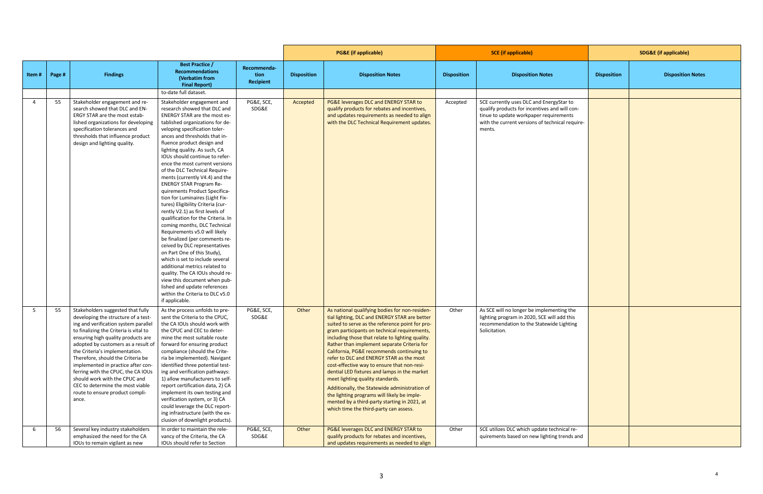| | | | | | PG&E (if applicable) | | SCE (if applicable) | | SDG&E (if applicable) | |
|---|---|---|---|---|---|---|---|---|---|---|
| Item # | Page # | Findings | Best Practice / Recommendations (Verbatim from Final Report) | Recommendation Recipient | Disposition | Disposition Notes | Disposition | Disposition Notes | Disposition | Disposition Notes |
| | | | to-date full dataset. | | | | | | | |
| 4 | 55 | Stakeholder engagement and research showed that DLC and ENERGY STAR are the most established organizations for developing specification tolerances and thresholds that influence product design and lighting quality. | Stakeholder engagement and research showed that DLC and ENERGY STAR are the most established organizations for developing specification tolerances and thresholds that influence product design and lighting quality. As such, CA IOUs should continue to reference the most current versions of the DLC Technical Requirements (currently V4.4) and the ENERGY STAR Program Requirements Product Specification for Luminaires (Light Fixtures) Eligibility Criteria (currently V2.1) as first levels of qualification for the Criteria. In coming months, DLC Technical Requirements v5.0 will likely be finalized (per comments received by DLC representatives on Part One of this Study), which is set to include several additional metrics related to quality. The CA IOUs should review this document when published and update references within the Criteria to DLC v5.0 if applicable. | PG&E, SCE, SDG&E | Accepted | PG&E leverages DLC and ENERGY STAR to qualify products for rebates and incentives, and updates requirements as needed to align with the DLC Technical Requirement updates. | Accepted | SCE currently uses DLC and EnergyStar to qualify products for incentives and will continue to update workpaper requirements with the current versions of technical requirements. | | |
| 5 | 55 | Stakeholders suggested that fully developing the structure of a testing and verification system parallel to finalizing the Criteria is vital to ensuring high quality products are adopted by customers as a result of the Criteria's implementation. Therefore, should the Criteria be implemented in practice after conferring with the CPUC, the CA IOUs should work with the CPUC and CEC to determine the most viable route to ensure product compliance. | As the process unfolds to present the Criteria to the CPUC, the CA IOUs should work with the CPUC and CEC to determine the most suitable route forward for ensuring product compliance (should the Criteria be implemented). Navigant identified three potential testing and verification pathways: 1) allow manufacturers to self-report certification data, 2) CA implement its own testing and verification system, or 3) CA could leverage the DLC reporting infrastructure (with the exclusion of downlight products). | PG&E, SCE, SDG&E | Other | As national qualifying bodies for non-residential lighting, DLC and ENERGY STAR are better suited to serve as the reference point for program participants on technical requirements, including those that relate to lighting quality. Rather than implement separate Criteria for California, PG&E recommends continuing to refer to DLC and ENERGY STAR as the most cost-effective way to ensure that non-residential LED fixtures and lamps in the market meet lighting quality standards.<br><br>Additionally, the Statewide administration of the lighting programs will likely be implemented by a third-party starting in 2021, at which time the third-party can assess. | Other | As SCE will no longer be implementing the lighting program in 2020, SCE will add this recommendation to the Statewide Lighting Solicitation. | | |
| 6 | 56 | Several key industry stakeholders emphasized the need for the CA IOUs to remain vigilant as new | In order to maintain the relevancy of the Criteria, the CA IOUs should refer to Section | PG&E, SCE, SDG&E | Other | PG&E leverages DLC and ENERGY STAR to qualify products for rebates and incentives, and updates requirements as needed to align | Other | SCE utilizes DLC which update technical requirements based on new lighting trends and | | |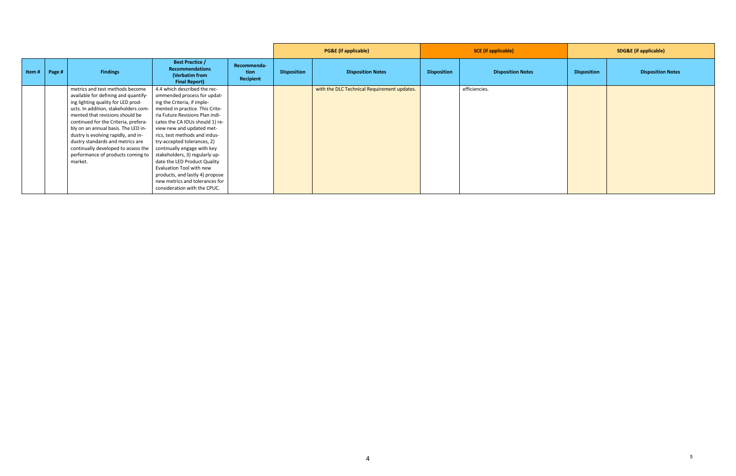| | | | | | PG&E (if applicable) | | SCE (if applicable) | | SDG&E (if applicable) | |
|---|---|---|---|---|---|---|---|---|---|---|
| Item # | Page # | Findings | Best Practice / Recommendations (Verbatim from Final Report) | Recommenda-tion Recipient | Disposition | Disposition Notes | Disposition | Disposition Notes | Disposition | Disposition Notes |
| | | metrics and test methods become available for defining and quantify-ing lighting quality for LED prod-ucts. In addition, stakeholders com-mented that revisions should be continued for the Criteria, prefera-bly on an annual basis. The LED in-dustry is evolving rapidly, and in-dustry standards and metrics are continually developed to assess the performance of products coming to market. | 4.4 which described the rec-ommended process for updat-ing the Criteria, if imple-mented in practice. This Crite-ria Future Revisions Plan indi-cates the CA IOUs should 1) re-view new and updated met-rics, test methods and indus-try-accepted tolerances, 2) continually engage with key stakeholders, 3) regularly up-date the LED Product Quality Evaluation Tool with new products, and lastly 4) propose new metrics and tolerances for consideration with the CPUC. | | | with the DLC Technical Requirement updates. | | efficiencies. | | |